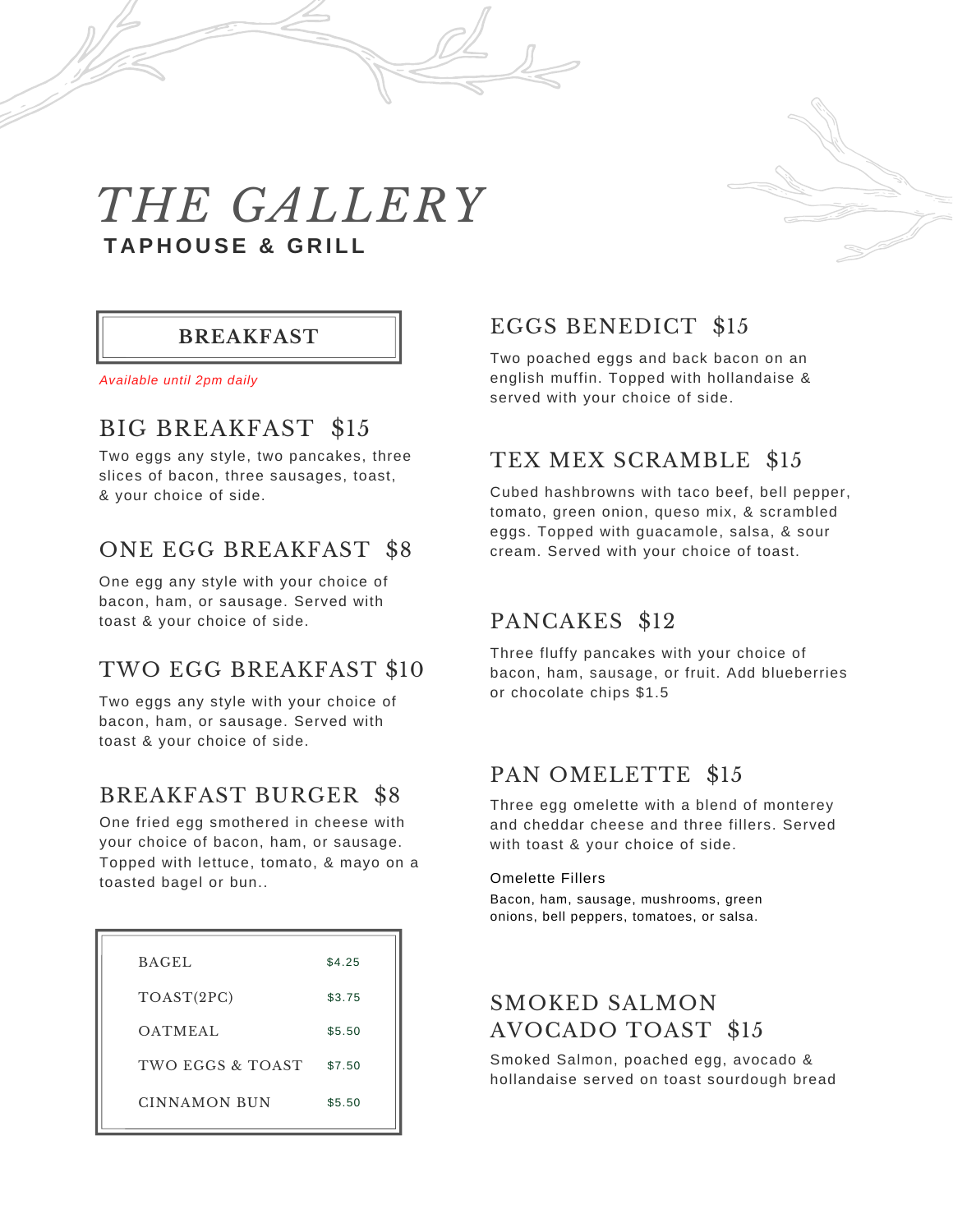# *THE GALLERY*

**TAPHOUSE & GRILL**

## BREAKFAST

*Available until 2pm daily*

### BIG BREAKFAST $15

Two eggs any style, two pancakes, three slices of bacon, three sausages, toast, & your choice of side.

### ONE EGG BREAKFAST $8

One egg any style with your choice of bacon, ham, or sausage. Served with toast & your choice of side.

### TWO EGG BREAKFAST $10

Two eggs any style with your choice of bacon, ham, or sausage. Served with toast & your choice of side.

### BREAKFAST BURGER $8

One fried egg smothered in cheese with your choice of bacon, ham, or sausage. Topped with lettuce, tomato, & mayo on a toasted bagel or bun..

| | |
|---|---|
| BAGEL | $4.25 |
| TOAST(2PC) | $3.75 |
| OATMEAL | $5.50 |
| TWO EGGS & TOAST | $7.50 |
| CINNAMON BUN | $5.50 |

### EGGS BENEDICT $15

Two poached eggs and back bacon on an english muffin. Topped with hollandaise & served with your choice of side.

### TEX MEX SCRAMBLE $15

Cubed hashbrowns with taco beef, bell pepper, tomato, green onion, queso mix, & scrambled eggs. Topped with guacamole, salsa, & sour cream. Served with your choice of toast.

### PANCAKES $12

Three fluffy pancakes with your choice of bacon, ham, sausage, or fruit. Add blueberries or chocolate chips $1.5

### PAN OMELETTE $15

Three egg omelette with a blend of monterey and cheddar cheese and three fillers. Served with toast & your choice of side.

Omelette Fillers

Bacon, ham, sausage, mushrooms, green onions, bell peppers, tomatoes, or salsa.

### SMOKED SALMON AVOCADO TOAST $15

Smoked Salmon, poached egg, avocado & hollandaise served on toast sourdough bread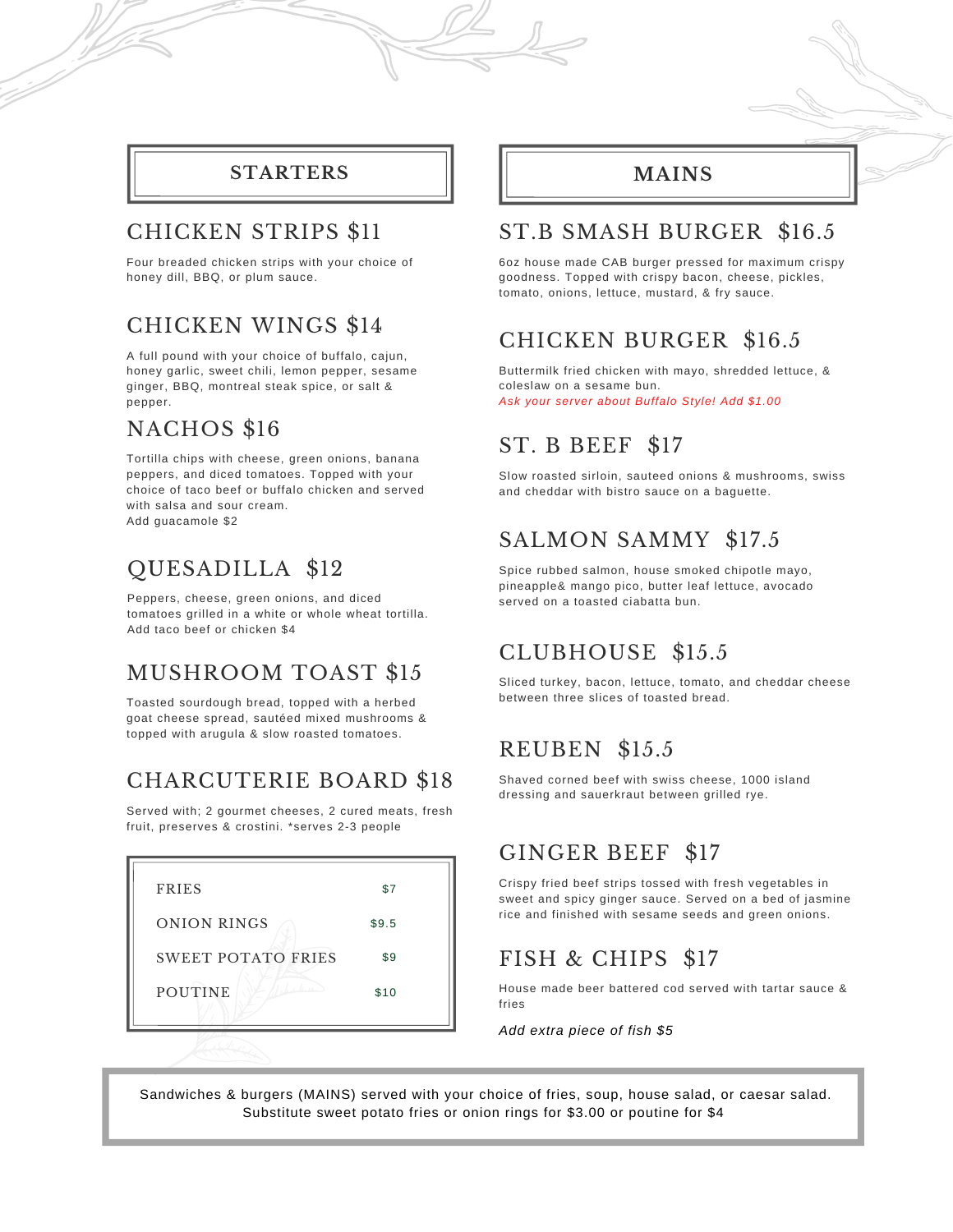## STARTERS

### CHICKEN STRIPS $11

Four breaded chicken strips with your choice of honey dill, BBQ, or plum sauce.

### CHICKEN WINGS $14

A full pound with your choice of buffalo, cajun, honey garlic, sweet chili, lemon pepper, sesame ginger, BBQ, montreal steak spice, or salt & pepper.

### NACHOS $16

Tortilla chips with cheese, green onions, banana peppers, and diced tomatoes. Topped with your choice of taco beef or buffalo chicken and served with salsa and sour cream.
Add guacamole $2

### QUESADILLA $12

Peppers, cheese, green onions, and diced tomatoes grilled in a white or whole wheat tortilla.
Add taco beef or chicken $4

### MUSHROOM TOAST $15

Toasted sourdough bread, topped with a herbed goat cheese spread, sautéed mixed mushrooms & topped with arugula & slow roasted tomatoes.

### CHARCUTERIE BOARD $18

Served with; 2 gourmet cheeses, 2 cured meats, fresh fruit, preserves & crostini. *serves 2-3 people

| | |
|---|---|
| FRIES | $7 |
| ONION RINGS | $9.5 |
| SWEET POTATO FRIES | $9 |
| POUTINE | $10 |

## MAINS

### ST.B SMASH BURGER $16.5

6oz house made CAB burger pressed for maximum crispy goodness. Topped with crispy bacon, cheese, pickles, tomato, onions, lettuce, mustard, & fry sauce.

### CHICKEN BURGER $16.5

Buttermilk fried chicken with mayo, shredded lettuce, & coleslaw on a sesame bun.
*Ask your server about Buffalo Style! Add $1.00*

### ST. B BEEF $17

Slow roasted sirloin, sauteed onions & mushrooms, swiss and cheddar with bistro sauce on a baguette.

### SALMON SAMMY $17.5

Spice rubbed salmon, house smoked chipotle mayo, pineapple& mango pico, butter leaf lettuce, avocado served on a toasted ciabatta bun.

### CLUBHOUSE $15.5

Sliced turkey, bacon, lettuce, tomato, and cheddar cheese between three slices of toasted bread.

### REUBEN $15.5

Shaved corned beef with swiss cheese, 1000 island dressing and sauerkraut between grilled rye.

### GINGER BEEF $17

Crispy fried beef strips tossed with fresh vegetables in sweet and spicy ginger sauce. Served on a bed of jasmine rice and finished with sesame seeds and green onions.

### FISH & CHIPS $17

House made beer battered cod served with tartar sauce & fries

*Add extra piece of fish $5*

Sandwiches & burgers (MAINS) served with your choice of fries, soup, house salad, or caesar salad.
Substitute sweet potato fries or onion rings for $3.00 or poutine for $4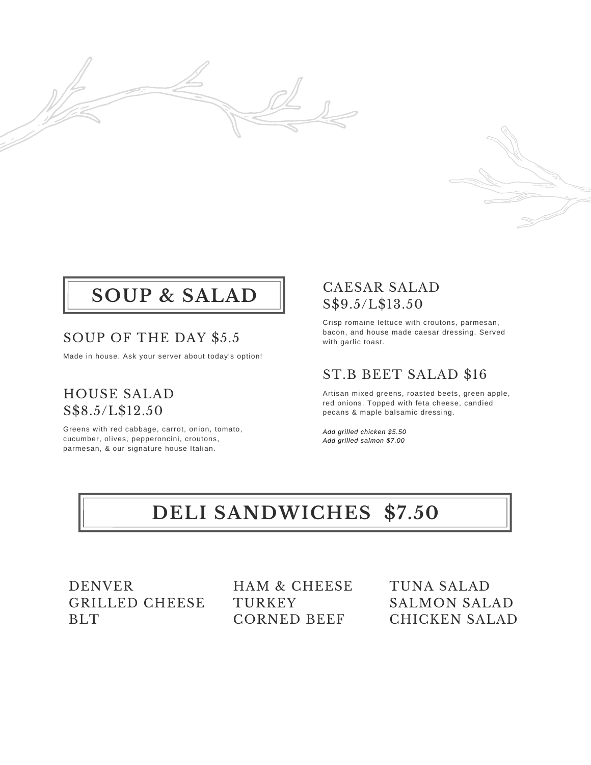## SOUP & SALAD

### SOUP OF THE DAY $5.5

Made in house. Ask your server about today's option!

### HOUSE SALAD S$8.5/L$12.50

Greens with red cabbage, carrot, onion, tomato, cucumber, olives, pepperoncini, croutons, parmesan, & our signature house Italian.

### CAESAR SALAD S$9.5/L$13.50

Crisp romaine lettuce with croutons, parmesan, bacon, and house made caesar dressing. Served with garlic toast.

### ST.B BEET SALAD $16

Artisan mixed greens, roasted beets, green apple, red onions. Topped with feta cheese, candied pecans & maple balsamic dressing.

*Add grilled chicken $5.50*
*Add grilled salmon $7.00*

## DELI SANDWICHES $7.50

DENVER
GRILLED CHEESE
BLT

HAM & CHEESE
TURKEY
CORNED BEEF

TUNA SALAD
SALMON SALAD
CHICKEN SALAD